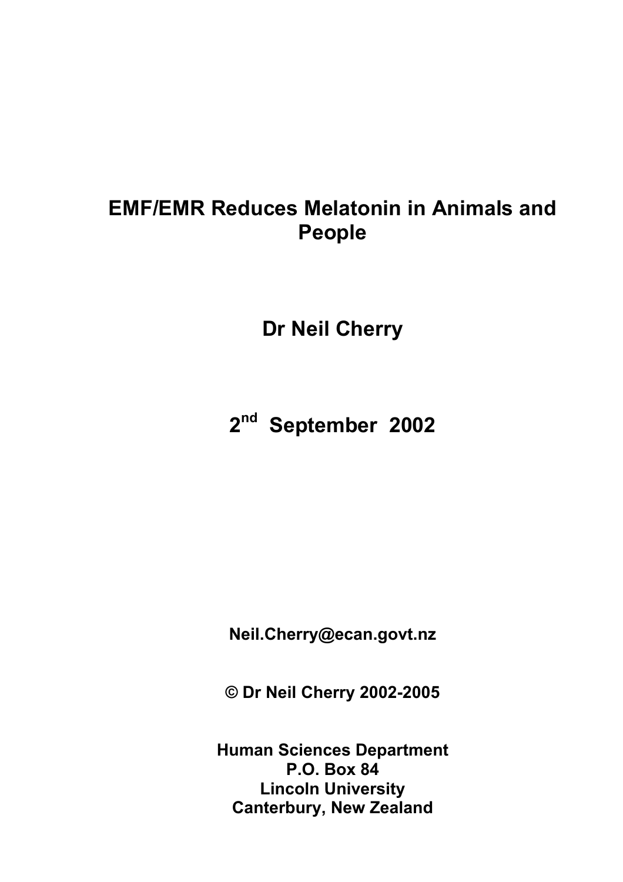# EMF/EMR Reduces Melatonin in Animals and People

**Dr Neil Cherry**

**2nd September 2002**

**Neil.Cherry@ecan.govt.nz**

**© Dr Neil Cherry 2002-2005**

**Human Sciences Department**
**P.O. Box 84**
**Lincoln University**
**Canterbury, New Zealand**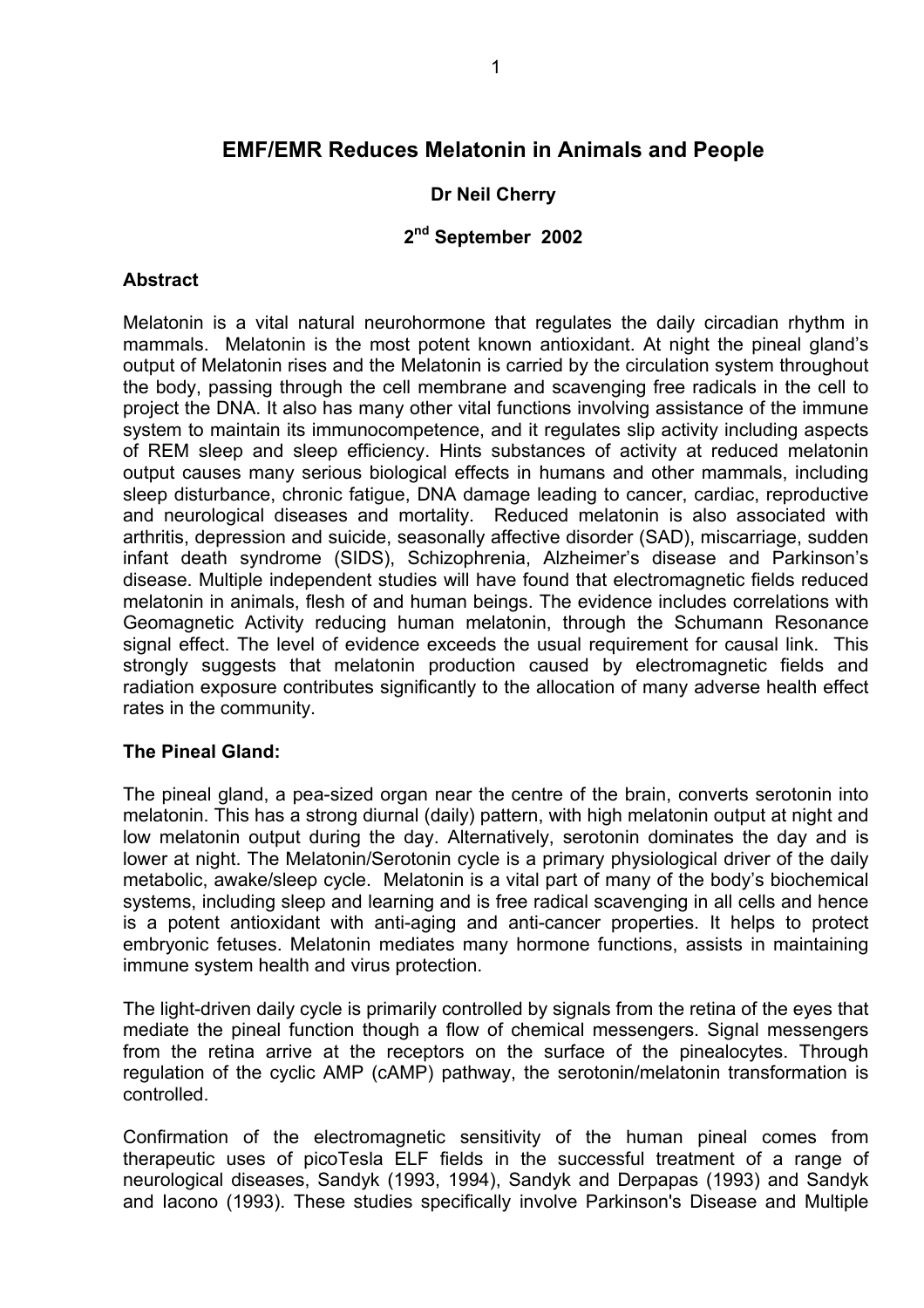# EMF/EMR Reduces Melatonin in Animals and People

**Dr Neil Cherry**

**2nd September 2002**

### Abstract

Melatonin is a vital natural neurohormone that regulates the daily circadian rhythm in mammals. Melatonin is the most potent known antioxidant. At night the pineal gland's output of Melatonin rises and the Melatonin is carried by the circulation system throughout the body, passing through the cell membrane and scavenging free radicals in the cell to project the DNA. It also has many other vital functions involving assistance of the immune system to maintain its immunocompetence, and it regulates slip activity including aspects of REM sleep and sleep efficiency. Hints substances of activity at reduced melatonin output causes many serious biological effects in humans and other mammals, including sleep disturbance, chronic fatigue, DNA damage leading to cancer, cardiac, reproductive and neurological diseases and mortality. Reduced melatonin is also associated with arthritis, depression and suicide, seasonally affective disorder (SAD), miscarriage, sudden infant death syndrome (SIDS), Schizophrenia, Alzheimer's disease and Parkinson's disease. Multiple independent studies will have found that electromagnetic fields reduced melatonin in animals, flesh of and human beings. The evidence includes correlations with Geomagnetic Activity reducing human melatonin, through the Schumann Resonance signal effect. The level of evidence exceeds the usual requirement for causal link. This strongly suggests that melatonin production caused by electromagnetic fields and radiation exposure contributes significantly to the allocation of many adverse health effect rates in the community.

### The Pineal Gland:

The pineal gland, a pea-sized organ near the centre of the brain, converts serotonin into melatonin. This has a strong diurnal (daily) pattern, with high melatonin output at night and low melatonin output during the day. Alternatively, serotonin dominates the day and is lower at night. The Melatonin/Serotonin cycle is a primary physiological driver of the daily metabolic, awake/sleep cycle. Melatonin is a vital part of many of the body's biochemical systems, including sleep and learning and is free radical scavenging in all cells and hence is a potent antioxidant with anti-aging and anti-cancer properties. It helps to protect embryonic fetuses. Melatonin mediates many hormone functions, assists in maintaining immune system health and virus protection.

The light-driven daily cycle is primarily controlled by signals from the retina of the eyes that mediate the pineal function though a flow of chemical messengers. Signal messengers from the retina arrive at the receptors on the surface of the pinealocytes. Through regulation of the cyclic AMP (cAMP) pathway, the serotonin/melatonin transformation is controlled.

Confirmation of the electromagnetic sensitivity of the human pineal comes from therapeutic uses of picoTesla ELF fields in the successful treatment of a range of neurological diseases, Sandyk (1993, 1994), Sandyk and Derpapas (1993) and Sandyk and Iacono (1993). These studies specifically involve Parkinson's Disease and Multiple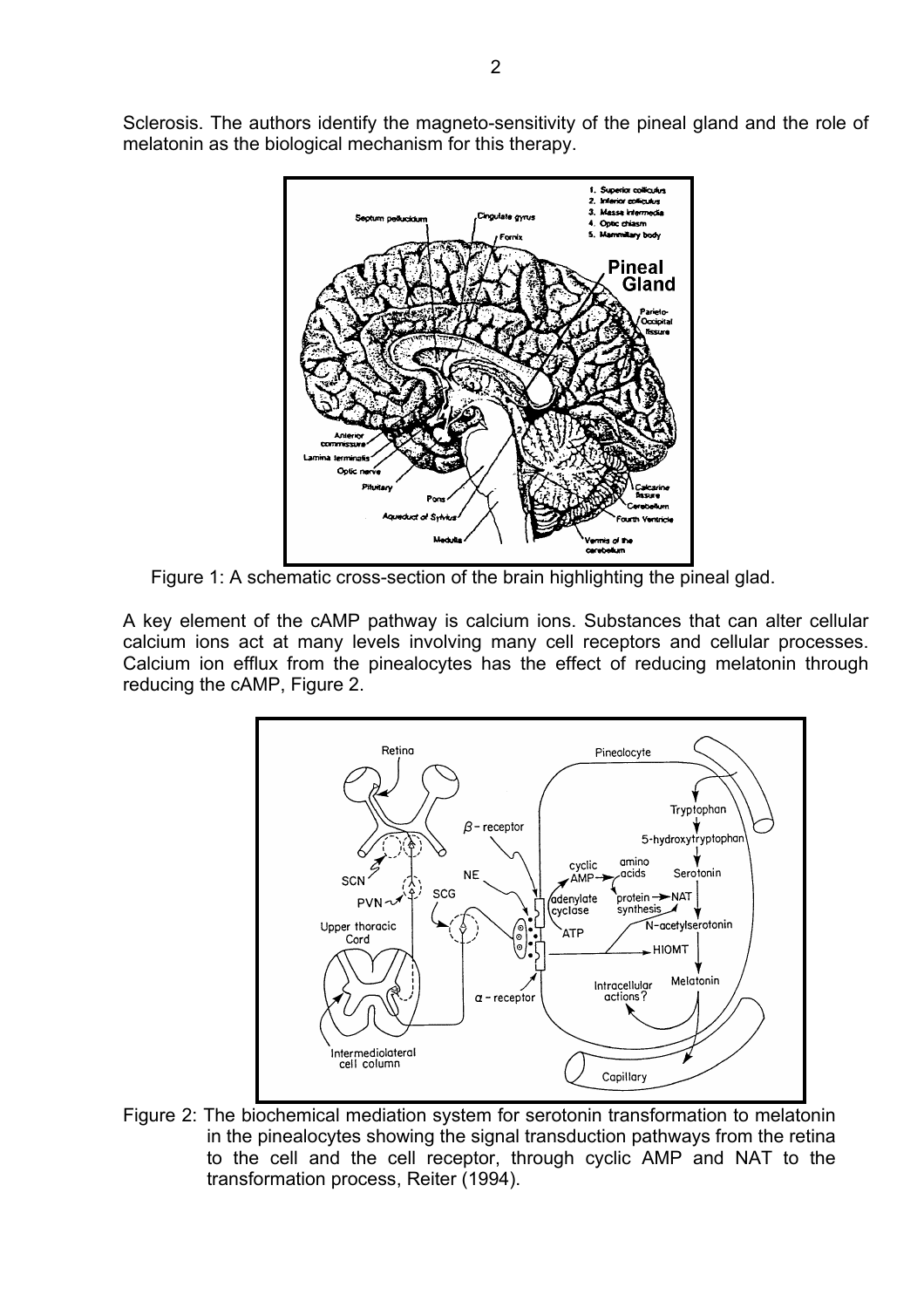Sclerosis. The authors identify the magneto-sensitivity of the pineal gland and the role of melatonin as the biological mechanism for this therapy.

Figure 1: A schematic cross-section of the brain highlighting the pineal glad.

A key element of the cAMP pathway is calcium ions. Substances that can alter cellular calcium ions act at many levels involving many cell receptors and cellular processes. Calcium ion efflux from the pinealocytes has the effect of reducing melatonin through reducing the cAMP, Figure 2.

Figure 2: The biochemical mediation system for serotonin transformation to melatonin in the pinealocytes showing the signal transduction pathways from the retina to the cell and the cell receptor, through cyclic AMP and NAT to the transformation process, Reiter (1994).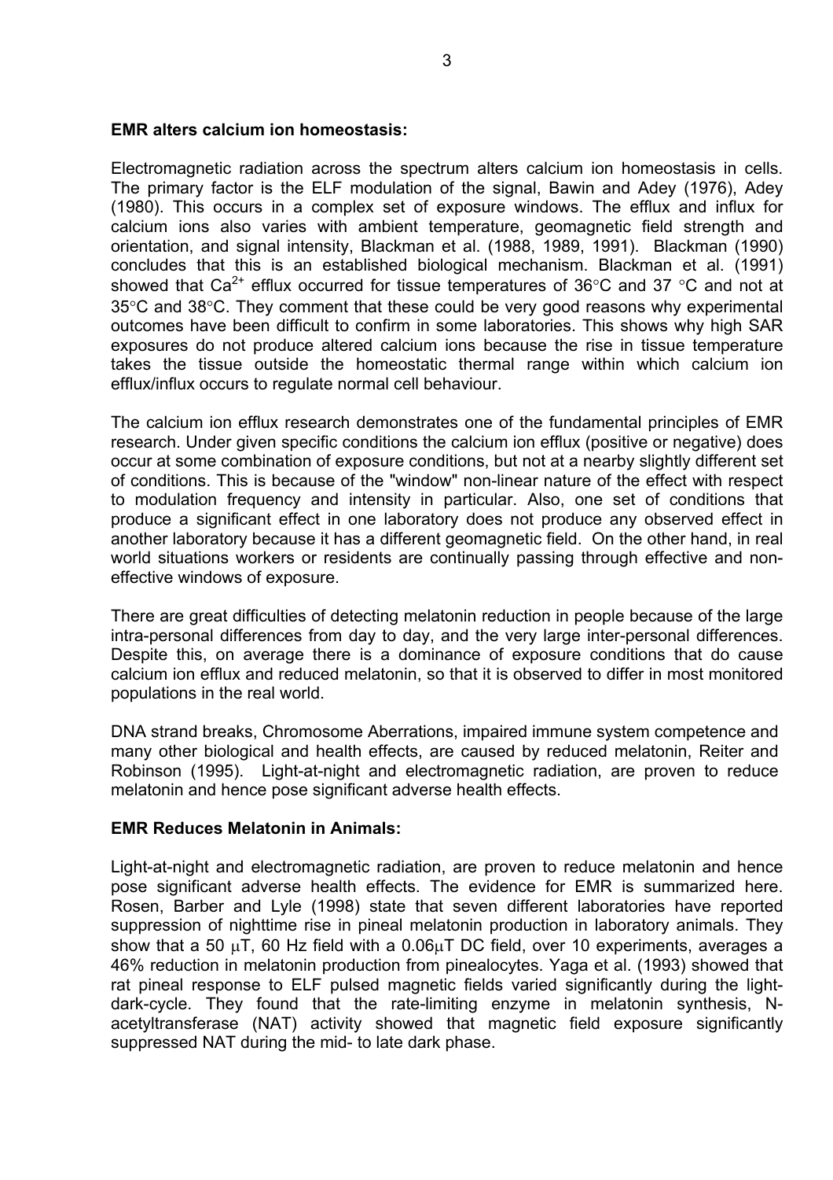**EMR alters calcium ion homeostasis:**

Electromagnetic radiation across the spectrum alters calcium ion homeostasis in cells. The primary factor is the ELF modulation of the signal, Bawin and Adey (1976), Adey (1980). This occurs in a complex set of exposure windows. The efflux and influx for calcium ions also varies with ambient temperature, geomagnetic field strength and orientation, and signal intensity, Blackman et al. (1988, 1989, 1991). Blackman (1990) concludes that this is an established biological mechanism. Blackman et al. (1991) showed that $Ca^{2+}$ efflux occurred for tissue temperatures of 36°C and 37 °C and not at 35°C and 38°C. They comment that these could be very good reasons why experimental outcomes have been difficult to confirm in some laboratories. This shows why high SAR exposures do not produce altered calcium ions because the rise in tissue temperature takes the tissue outside the homeostatic thermal range within which calcium ion efflux/influx occurs to regulate normal cell behaviour.

The calcium ion efflux research demonstrates one of the fundamental principles of EMR research. Under given specific conditions the calcium ion efflux (positive or negative) does occur at some combination of exposure conditions, but not at a nearby slightly different set of conditions. This is because of the "window" non-linear nature of the effect with respect to modulation frequency and intensity in particular. Also, one set of conditions that produce a significant effect in one laboratory does not produce any observed effect in another laboratory because it has a different geomagnetic field. On the other hand, in real world situations workers or residents are continually passing through effective and non-effective windows of exposure.

There are great difficulties of detecting melatonin reduction in people because of the large intra-personal differences from day to day, and the very large inter-personal differences. Despite this, on average there is a dominance of exposure conditions that do cause calcium ion efflux and reduced melatonin, so that it is observed to differ in most monitored populations in the real world.

DNA strand breaks, Chromosome Aberrations, impaired immune system competence and many other biological and health effects, are caused by reduced melatonin, Reiter and Robinson (1995). Light-at-night and electromagnetic radiation, are proven to reduce melatonin and hence pose significant adverse health effects.

**EMR Reduces Melatonin in Animals:**

Light-at-night and electromagnetic radiation, are proven to reduce melatonin and hence pose significant adverse health effects. The evidence for EMR is summarized here. Rosen, Barber and Lyle (1998) state that seven different laboratories have reported suppression of nighttime rise in pineal melatonin production in laboratory animals. They show that a 50 μT, 60 Hz field with a 0.06μT DC field, over 10 experiments, averages a 46% reduction in melatonin production from pinealocytes. Yaga et al. (1993) showed that rat pineal response to ELF pulsed magnetic fields varied significantly during the light-dark-cycle. They found that the rate-limiting enzyme in melatonin synthesis, N-acetyltransferase (NAT) activity showed that magnetic field exposure significantly suppressed NAT during the mid- to late dark phase.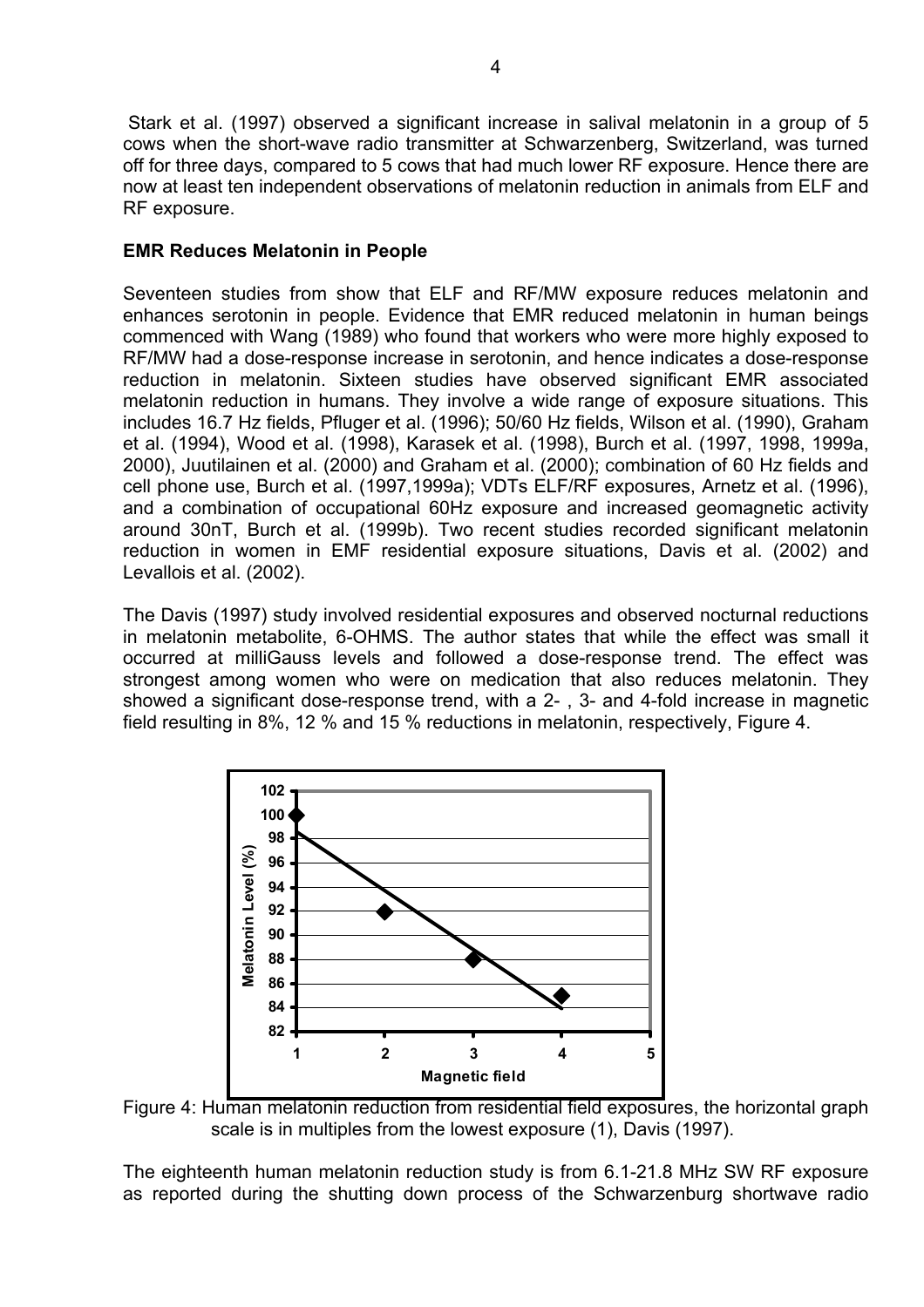Stark et al. (1997) observed a significant increase in salival melatonin in a group of 5 cows when the short-wave radio transmitter at Schwarzenberg, Switzerland, was turned off for three days, compared to 5 cows that had much lower RF exposure. Hence there are now at least ten independent observations of melatonin reduction in animals from ELF and RF exposure.

**EMR Reduces Melatonin in People**

Seventeen studies from show that ELF and RF/MW exposure reduces melatonin and enhances serotonin in people. Evidence that EMR reduced melatonin in human beings commenced with Wang (1989) who found that workers who were more highly exposed to RF/MW had a dose-response increase in serotonin, and hence indicates a dose-response reduction in melatonin. Sixteen studies have observed significant EMR associated melatonin reduction in humans. They involve a wide range of exposure situations. This includes 16.7 Hz fields, Pfluger et al. (1996); 50/60 Hz fields, Wilson et al. (1990), Graham et al. (1994), Wood et al. (1998), Karasek et al. (1998), Burch et al. (1997, 1998, 1999a, 2000), Juutilainen et al. (2000) and Graham et al. (2000); combination of 60 Hz fields and cell phone use, Burch et al. (1997,1999a); VDTs ELF/RF exposures, Arnetz et al. (1996), and a combination of occupational 60Hz exposure and increased geomagnetic activity around 30nT, Burch et al. (1999b). Two recent studies recorded significant melatonin reduction in women in EMF residential exposure situations, Davis et al. (2002) and Levallois et al. (2002).

The Davis (1997) study involved residential exposures and observed nocturnal reductions in melatonin metabolite, 6-OHMS. The author states that while the effect was small it occurred at milliGauss levels and followed a dose-response trend. The effect was strongest among women who were on medication that also reduces melatonin. They showed a significant dose-response trend, with a 2- , 3- and 4-fold increase in magnetic field resulting in 8%, 12 % and 15 % reductions in melatonin, respectively, Figure 4.

Figure 4: Human melatonin reduction from residential field exposures, the horizontal graph scale is in multiples from the lowest exposure (1), Davis (1997).

The eighteenth human melatonin reduction study is from 6.1-21.8 MHz SW RF exposure as reported during the shutting down process of the Schwarzenburg shortwave radio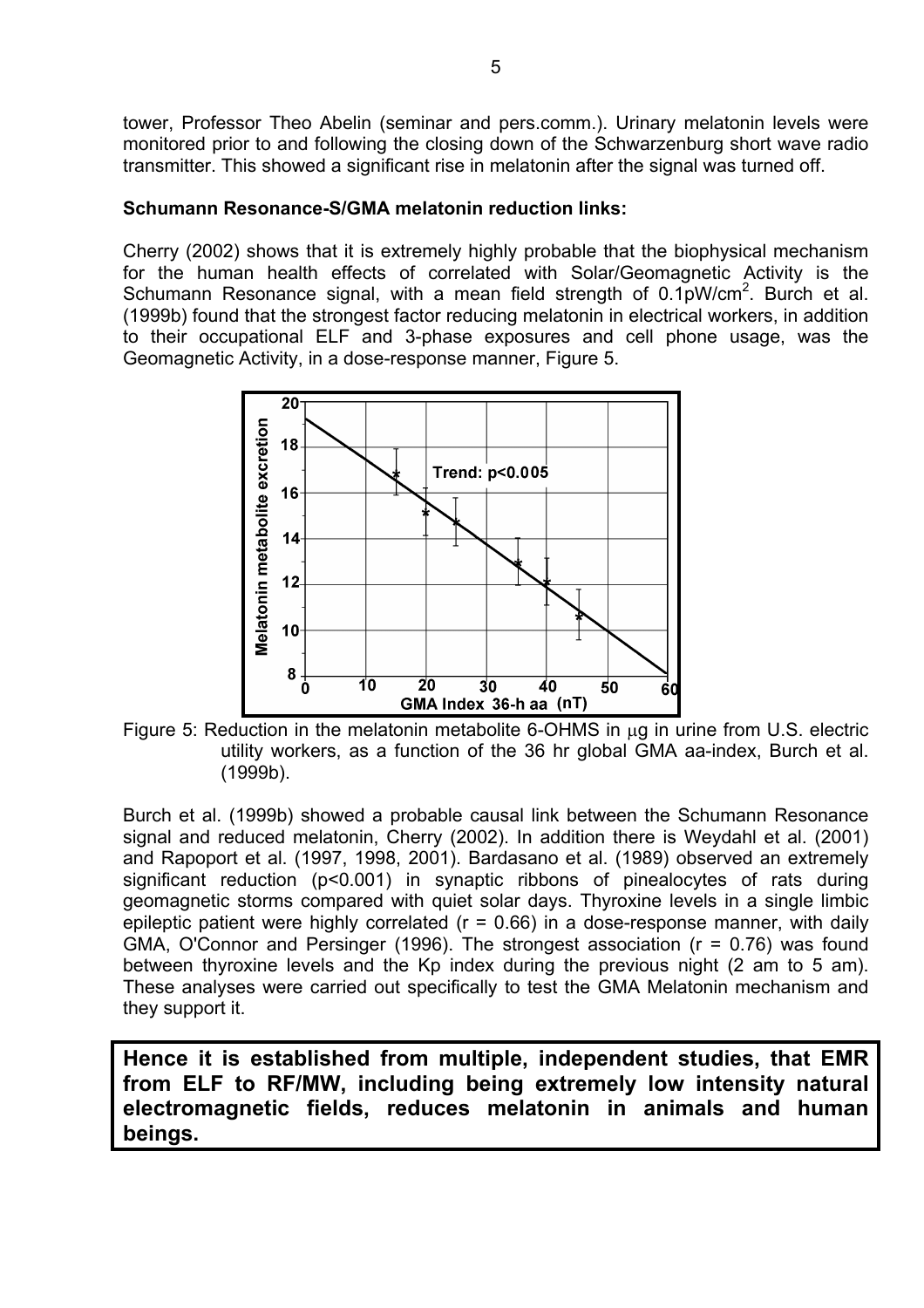tower, Professor Theo Abelin (seminar and pers.comm.). Urinary melatonin levels were monitored prior to and following the closing down of the Schwarzenburg short wave radio transmitter. This showed a significant rise in melatonin after the signal was turned off.

**Schumann Resonance-S/GMA melatonin reduction links:**

Cherry (2002) shows that it is extremely highly probable that the biophysical mechanism for the human health effects of correlated with Solar/Geomagnetic Activity is the Schumann Resonance signal, with a mean field strength of $0.1 pW/cm^2$. Burch et al. (1999b) found that the strongest factor reducing melatonin in electrical workers, in addition to their occupational ELF and 3-phase exposures and cell phone usage, was the Geomagnetic Activity, in a dose-response manner, Figure 5.

Figure 5: Reduction in the melatonin metabolite 6-OHMS in $\mu g$ in urine from U.S. electric utility workers, as a function of the 36 hr global GMA aa-index, Burch et al. (1999b).

Burch et al. (1999b) showed a probable causal link between the Schumann Resonance signal and reduced melatonin, Cherry (2002). In addition there is Weydahl et al. (2001) and Rapoport et al. (1997, 1998, 2001). Bardasano et al. (1989) observed an extremely significant reduction ($p<0.001$) in synaptic ribbons of pinealocytes of rats during geomagnetic storms compared with quiet solar days. Thyroxine levels in a single limbic epileptic patient were highly correlated ($r = 0.66$) in a dose-response manner, with daily GMA, O'Connor and Persinger (1996). The strongest association ($r = 0.76$) was found between thyroxine levels and the Kp index during the previous night (2 am to 5 am). These analyses were carried out specifically to test the GMA Melatonin mechanism and they support it.

**Hence it is established from multiple, independent studies, that EMR from ELF to RF/MW, including being extremely low intensity natural electromagnetic fields, reduces melatonin in animals and human beings.**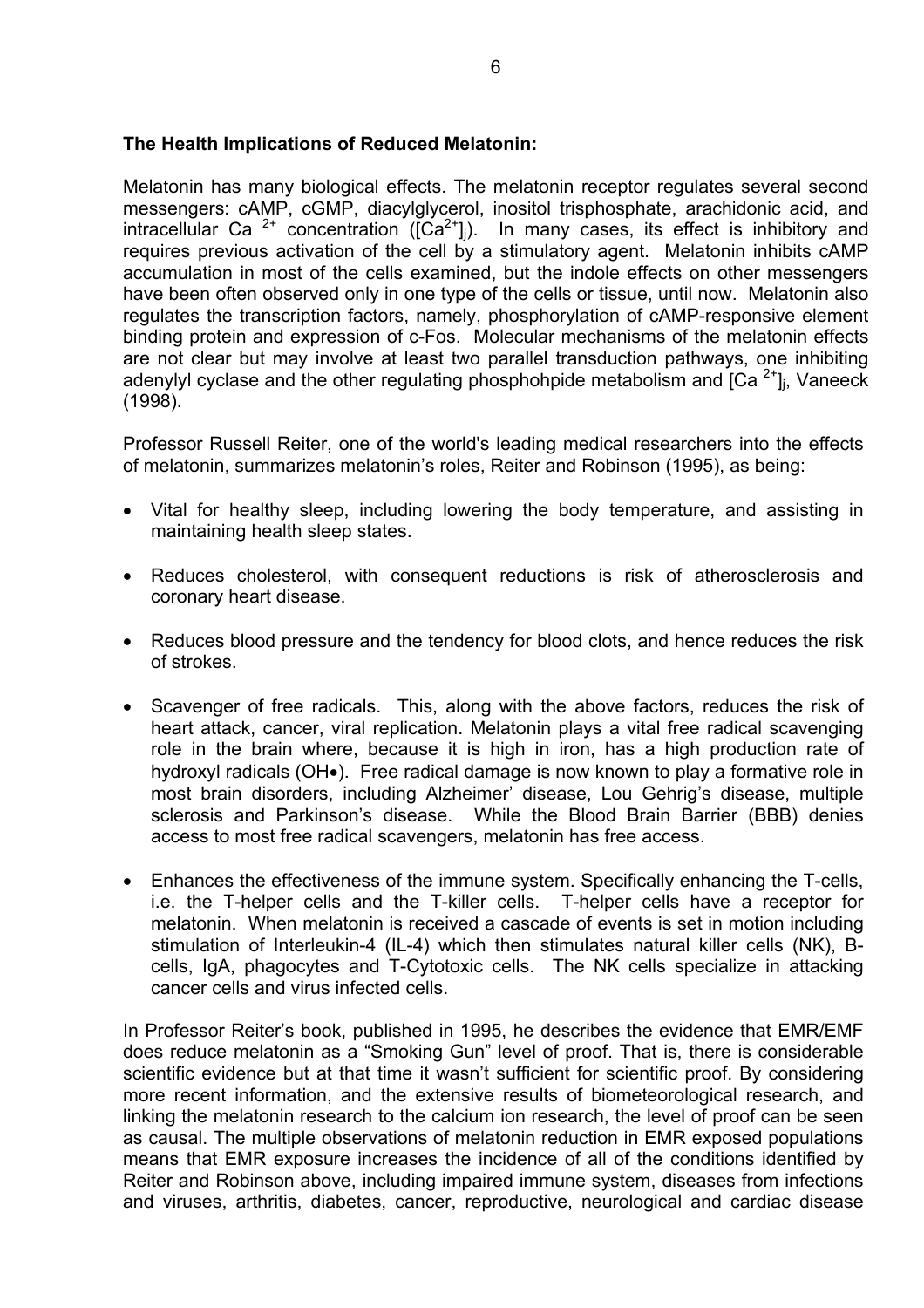**The Health Implications of Reduced Melatonin:**

Melatonin has many biological effects. The melatonin receptor regulates several second messengers: cAMP, cGMP, diacylglycerol, inositol trisphosphate, arachidonic acid, and intracellular Ca $^{2+}$ concentration ($[Ca^{2+}]_i$). In many cases, its effect is inhibitory and requires previous activation of the cell by a stimulatory agent. Melatonin inhibits cAMP accumulation in most of the cells examined, but the indole effects on other messengers have been often observed only in one type of the cells or tissue, until now. Melatonin also regulates the transcription factors, namely, phosphorylation of cAMP-responsive element binding protein and expression of c-Fos. Molecular mechanisms of the melatonin effects are not clear but may involve at least two parallel transduction pathways, one inhibiting adenylyl cyclase and the other regulating phosphohpide metabolism and $[Ca^{2+}]_i$, Vaneeck (1998).

Professor Russell Reiter, one of the world's leading medical researchers into the effects of melatonin, summarizes melatonin's roles, Reiter and Robinson (1995), as being:

- Vital for healthy sleep, including lowering the body temperature, and assisting in maintaining health sleep states.
- Reduces cholesterol, with consequent reductions is risk of atherosclerosis and coronary heart disease.
- Reduces blood pressure and the tendency for blood clots, and hence reduces the risk of strokes.
- Scavenger of free radicals. This, along with the above factors, reduces the risk of heart attack, cancer, viral replication. Melatonin plays a vital free radical scavenging role in the brain where, because it is high in iron, has a high production rate of hydroxyl radicals (OH•). Free radical damage is now known to play a formative role in most brain disorders, including Alzheimer' disease, Lou Gehrig's disease, multiple sclerosis and Parkinson's disease. While the Blood Brain Barrier (BBB) denies access to most free radical scavengers, melatonin has free access.
- Enhances the effectiveness of the immune system. Specifically enhancing the T-cells, i.e. the T-helper cells and the T-killer cells. T-helper cells have a receptor for melatonin. When melatonin is received a cascade of events is set in motion including stimulation of Interleukin-4 (IL-4) which then stimulates natural killer cells (NK), B-cells, IgA, phagocytes and T-Cytotoxic cells. The NK cells specialize in attacking cancer cells and virus infected cells.

In Professor Reiter's book, published in 1995, he describes the evidence that EMR/EMF does reduce melatonin as a "Smoking Gun" level of proof. That is, there is considerable scientific evidence but at that time it wasn't sufficient for scientific proof. By considering more recent information, and the extensive results of biometeorological research, and linking the melatonin research to the calcium ion research, the level of proof can be seen as causal. The multiple observations of melatonin reduction in EMR exposed populations means that EMR exposure increases the incidence of all of the conditions identified by Reiter and Robinson above, including impaired immune system, diseases from infections and viruses, arthritis, diabetes, cancer, reproductive, neurological and cardiac disease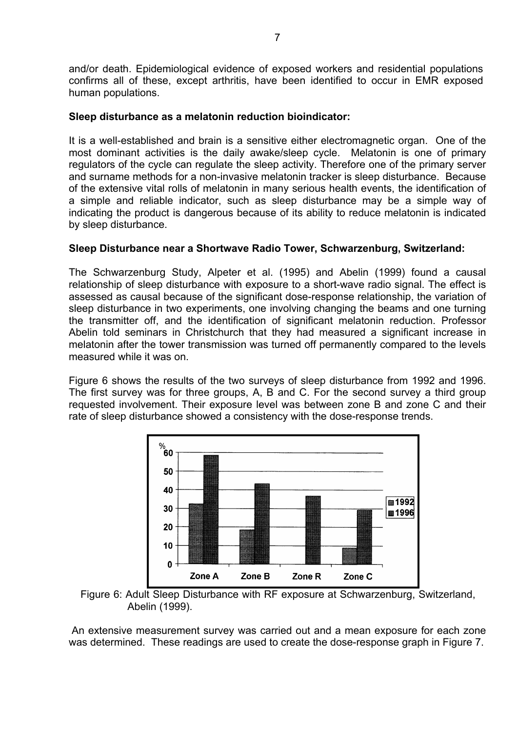and/or death. Epidemiological evidence of exposed workers and residential populations confirms all of these, except arthritis, have been identified to occur in EMR exposed human populations.

**Sleep disturbance as a melatonin reduction bioindicator:**

It is a well-established and brain is a sensitive either electromagnetic organ. One of the most dominant activities is the daily awake/sleep cycle. Melatonin is one of primary regulators of the cycle can regulate the sleep activity. Therefore one of the primary server and surname methods for a non-invasive melatonin tracker is sleep disturbance. Because of the extensive vital rolls of melatonin in many serious health events, the identification of a simple and reliable indicator, such as sleep disturbance may be a simple way of indicating the product is dangerous because of its ability to reduce melatonin is indicated by sleep disturbance.

**Sleep Disturbance near a Shortwave Radio Tower, Schwarzenburg, Switzerland:**

The Schwarzenburg Study, Alpeter et al. (1995) and Abelin (1999) found a causal relationship of sleep disturbance with exposure to a short-wave radio signal. The effect is assessed as causal because of the significant dose-response relationship, the variation of sleep disturbance in two experiments, one involving changing the beams and one turning the transmitter off, and the identification of significant melatonin reduction. Professor Abelin told seminars in Christchurch that they had measured a significant increase in melatonin after the tower transmission was turned off permanently compared to the levels measured while it was on.

Figure 6 shows the results of the two surveys of sleep disturbance from 1992 and 1996. The first survey was for three groups, A, B and C. For the second survey a third group requested involvement. Their exposure level was between zone B and zone C and their rate of sleep disturbance showed a consistency with the dose-response trends.

Figure 6: Adult Sleep Disturbance with RF exposure at Schwarzenburg, Switzerland, Abelin (1999).

An extensive measurement survey was carried out and a mean exposure for each zone was determined. These readings are used to create the dose-response graph in Figure 7.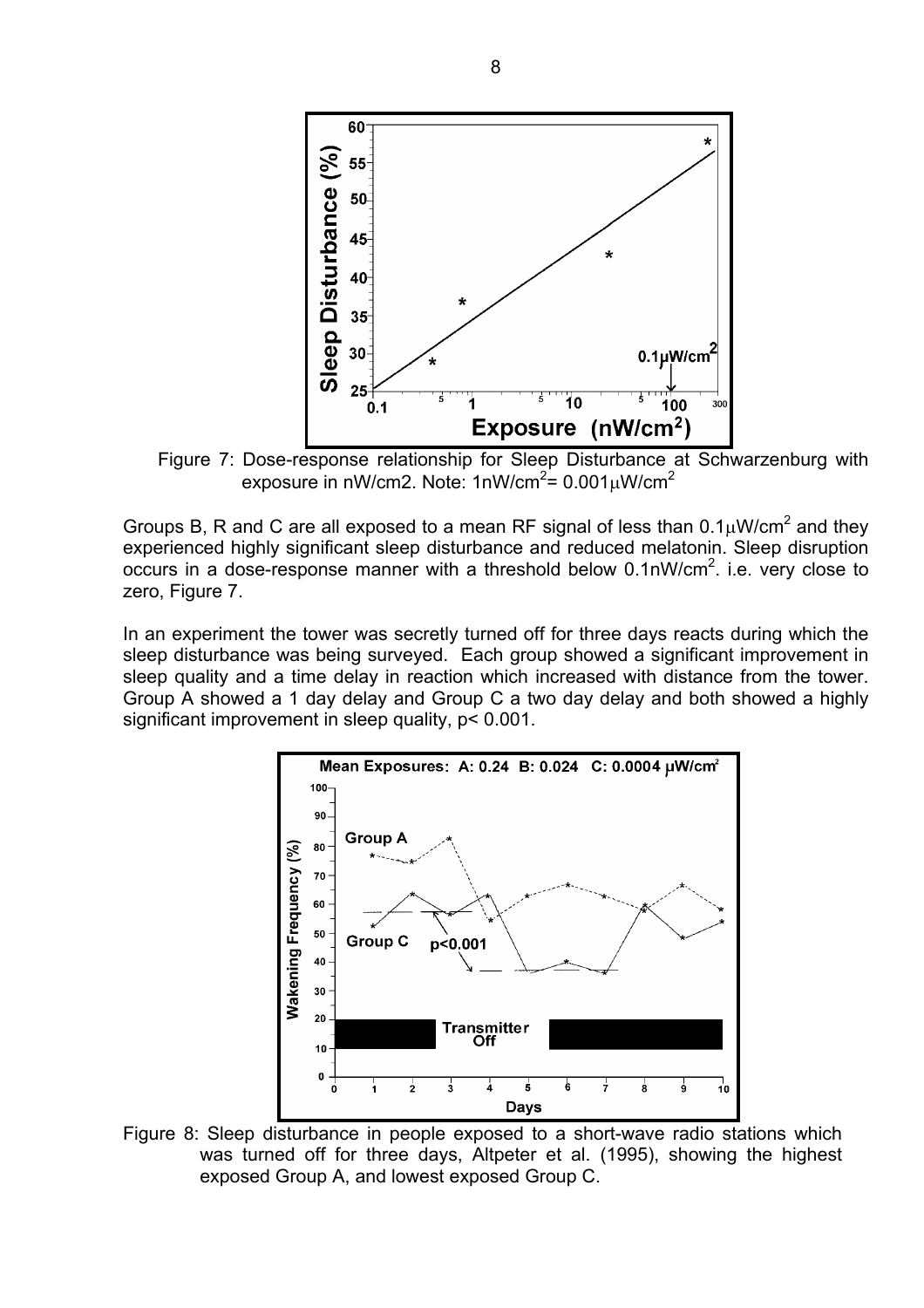Figure 7: Dose-response relationship for Sleep Disturbance at Schwarzenburg with exposure in nW/cm2. Note: $1nW/cm^2 = 0.001\mu W/cm^2$

Groups B, R and C are all exposed to a mean RF signal of less than $0.1\mu W/cm^2$ and they experienced highly significant sleep disturbance and reduced melatonin. Sleep disruption occurs in a dose-response manner with a threshold below $0.1nW/cm^2$. i.e. very close to zero, Figure 7.

In an experiment the tower was secretly turned off for three days reacts during which the sleep disturbance was being surveyed. Each group showed a significant improvement in sleep quality and a time delay in reaction which increased with distance from the tower. Group A showed a 1 day delay and Group C a two day delay and both showed a highly significant improvement in sleep quality, $p < 0.001$.

Figure 8: Sleep disturbance in people exposed to a short-wave radio stations which was turned off for three days, Altpeter et al. (1995), showing the highest exposed Group A, and lowest exposed Group C.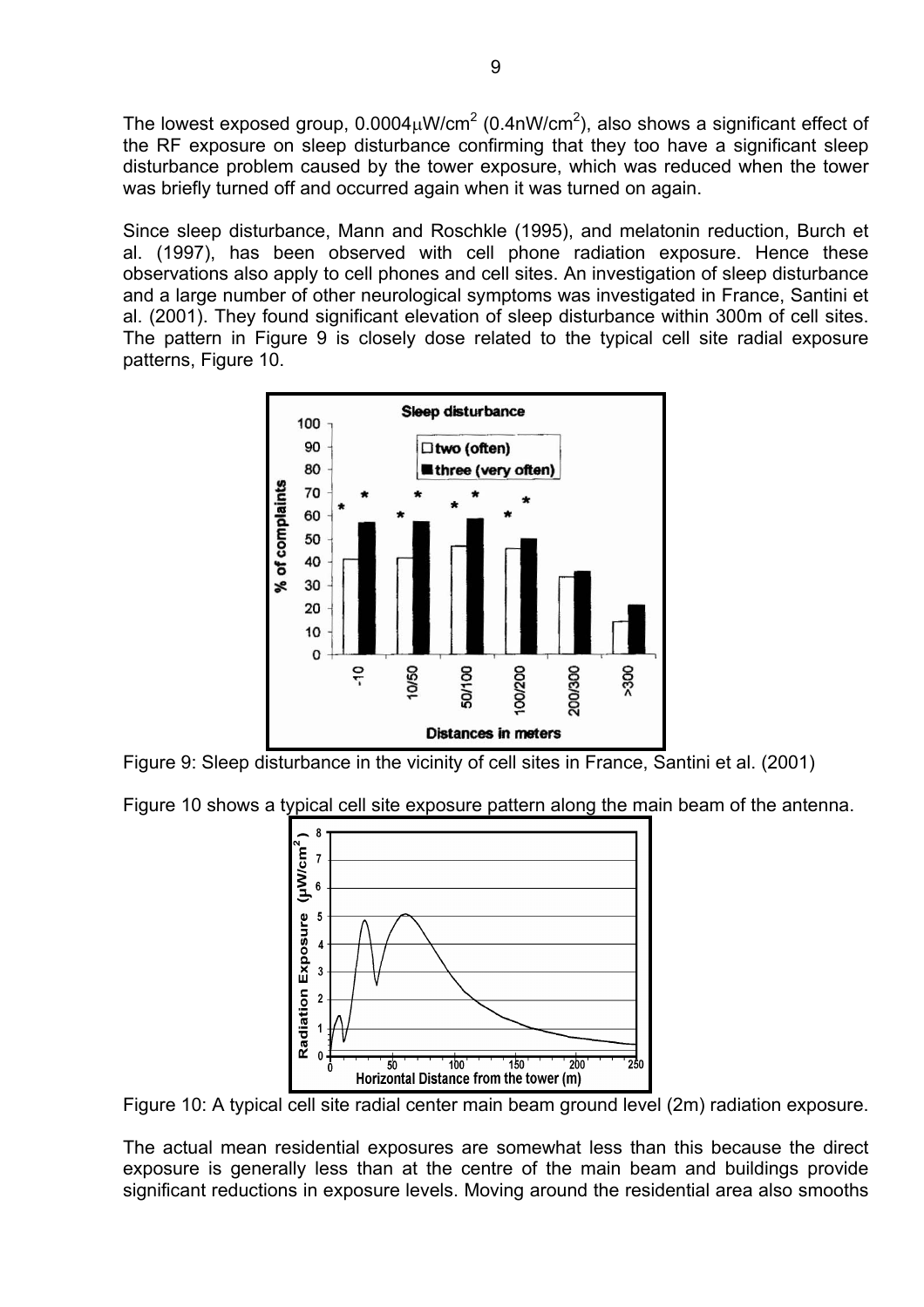The lowest exposed group, $0.0004\mu W/cm^2$ ($0.4nW/cm^2$), also shows a significant effect of the RF exposure on sleep disturbance confirming that they too have a significant sleep disturbance problem caused by the tower exposure, which was reduced when the tower was briefly turned off and occurred again when it was turned on again.

Since sleep disturbance, Mann and Roschkle (1995), and melatonin reduction, Burch et al. (1997), has been observed with cell phone radiation exposure. Hence these observations also apply to cell phones and cell sites. An investigation of sleep disturbance and a large number of other neurological symptoms was investigated in France, Santini et al. (2001). They found significant elevation of sleep disturbance within 300m of cell sites. The pattern in Figure 9 is closely dose related to the typical cell site radial exposure patterns, Figure 10.

Figure 9: Sleep disturbance in the vicinity of cell sites in France, Santini et al. (2001)

Figure 10 shows a typical cell site exposure pattern along the main beam of the antenna.

Figure 10: A typical cell site radial center main beam ground level (2m) radiation exposure.

The actual mean residential exposures are somewhat less than this because the direct exposure is generally less than at the centre of the main beam and buildings provide significant reductions in exposure levels. Moving around the residential area also smooths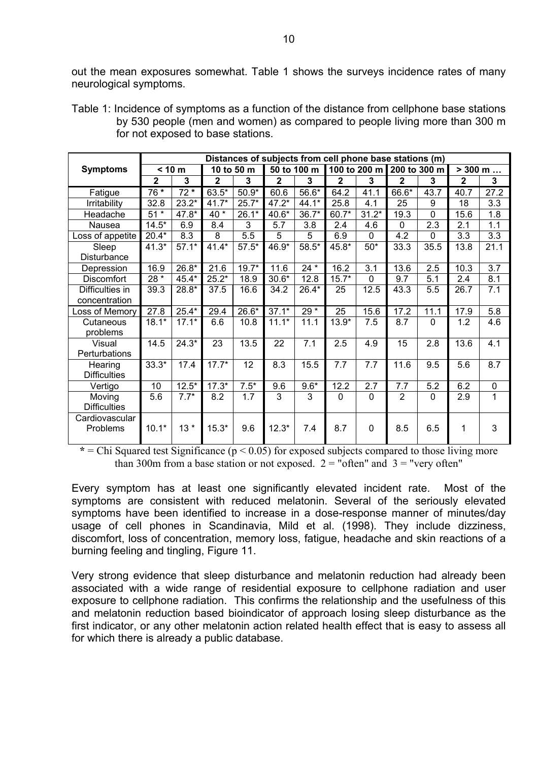out the mean exposures somewhat. Table 1 shows the surveys incidence rates of many neurological symptoms.

Table 1: Incidence of symptoms as a function of the distance from cellphone base stations by 530 people (men and women) as compared to people living more than 300 m for not exposed to base stations.

| Symptoms | Distances of subjects from cell phone base stations (m) | | | | | | | | | | | |
|---|---|---|---|---|---|---|---|---|---|---|---|---|
| | < 10 m | | 10 to 50 m | | 50 to 100 m | | 100 to 200 m | | 200 to 300 m | | > 300 m … | |
| | 2 | 3 | 2 | 3 | 2 | 3 | 2 | 3 | 2 | 3 | 2 | 3 |
| Fatigue | 76 * | 72 * | 63.5* | 50.9* | 60.6 | 56.6* | 64.2 | 41.1 | 66.6* | 43.7 | 40.7 | 27.2 |
| Irritability | 32.8 | 23.2* | 41.7* | 25.7* | 47.2* | 44.1* | 25.8 | 4.1 | 25 | 9 | 18 | 3.3 |
| Headache | 51 * | 47.8* | 40 * | 26.1* | 40.6* | 36.7* | 60.7* | 31.2* | 19.3 | 0 | 15.6 | 1.8 |
| Nausea | 14.5* | 6.9 | 8.4 | 3 | 5.7 | 3.8 | 2.4 | 4.6 | 0 | 2.3 | 2.1 | 1.1 |
| Loss of appetite | 20.4* | 8.3 | 8 | 5.5 | 5 | 5 | 6.9 | 0 | 4.2 | 0 | 3.3 | 3.3 |
| Sleep Disturbance | 41.3* | 57.1* | 41.4* | 57.5* | 46.9* | 58.5* | 45.8* | 50* | 33.3 | 35.5 | 13.8 | 21.1 |
| Depression | 16.9 | 26.8* | 21.6 | 19.7* | 11.6 | 24 * | 16.2 | 3.1 | 13.6 | 2.5 | 10.3 | 3.7 |
| Discomfort | 28 * | 45.4* | 25.2* | 18.9 | 30.6* | 12.8 | 15.7* | 0 | 9.7 | 5.1 | 2.4 | 8.1 |
| Difficulties in concentration | 39.3 | 28.8* | 37.5 | 16.6 | 34.2 | 26.4* | 25 | 12.5 | 43.3 | 5.5 | 26.7 | 7.1 |
| Loss of Memory | 27.8 | 25.4* | 29.4 | 26.6* | 37.1* | 29 * | 25 | 15.6 | 17.2 | 11.1 | 17.9 | 5.8 |
| Cutaneous problems | 18.1* | 17.1* | 6.6 | 10.8 | 11.1* | 11.1 | 13.9* | 7.5 | 8.7 | 0 | 1.2 | 4.6 |
| Visual Perturbations | 14.5 | 24.3* | 23 | 13.5 | 22 | 7.1 | 2.5 | 4.9 | 15 | 2.8 | 13.6 | 4.1 |
| Hearing Difficulties | 33.3* | 17.4 | 17.7* | 12 | 8.3 | 15.5 | 7.7 | 7.7 | 11.6 | 9.5 | 5.6 | 8.7 |
| Vertigo | 10 | 12.5* | 17.3* | 7.5* | 9.6 | 9.6* | 12.2 | 2.7 | 7.7 | 5.2 | 6.2 | 0 |
| Moving Difficulties | 5.6 | 7.7* | 8.2 | 1.7 | 3 | 3 | 0 | 0 | 2 | 0 | 2.9 | 1 |
| Cardiovascular Problems | 10.1* | 13 * | 15.3* | 9.6 | 12.3* | 7.4 | 8.7 | 0 | 8.5 | 6.5 | 1 | 3 |

* = Chi Squared test Significance ($p < 0.05$) for exposed subjects compared to those living more than 300m from a base station or not exposed. 2 = "often" and 3 = "very often"

Every symptom has at least one significantly elevated incident rate. Most of the symptoms are consistent with reduced melatonin. Several of the seriously elevated symptoms have been identified to increase in a dose-response manner of minutes/day usage of cell phones in Scandinavia, Mild et al. (1998). They include dizziness, discomfort, loss of concentration, memory loss, fatigue, headache and skin reactions of a burning feeling and tingling, Figure 11.

Very strong evidence that sleep disturbance and melatonin reduction had already been associated with a wide range of residential exposure to cellphone radiation and user exposure to cellphone radiation. This confirms the relationship and the usefulness of this and melatonin reduction based bioindicator of approach losing sleep disturbance as the first indicator, or any other melatonin action related health effect that is easy to assess all for which there is already a public database.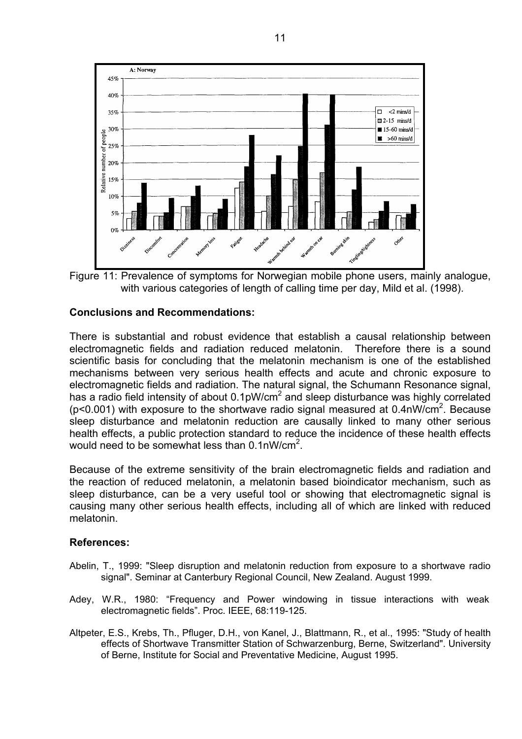Figure 11: Prevalence of symptoms for Norwegian mobile phone users, mainly analogue, with various categories of length of calling time per day, Mild et al. (1998).

**Conclusions and Recommendations:**

There is substantial and robust evidence that establish a causal relationship between electromagnetic fields and radiation reduced melatonin. Therefore there is a sound scientific basis for concluding that the melatonin mechanism is one of the established mechanisms between very serious health effects and acute and chronic exposure to electromagnetic fields and radiation. The natural signal, the Schumann Resonance signal, has a radio field intensity of about $0.1 pW/cm^2$ and sleep disturbance was highly correlated ($p<0.001$) with exposure to the shortwave radio signal measured at $0.4 nW/cm^2$. Because sleep disturbance and melatonin reduction are causally linked to many other serious health effects, a public protection standard to reduce the incidence of these health effects would need to be somewhat less than $0.1 nW/cm^2$.

Because of the extreme sensitivity of the brain electromagnetic fields and radiation and the reaction of reduced melatonin, a melatonin based bioindicator mechanism, such as sleep disturbance, can be a very useful tool or showing that electromagnetic signal is causing many other serious health effects, including all of which are linked with reduced melatonin.

**References:**

Abelin, T., 1999: "Sleep disruption and melatonin reduction from exposure to a shortwave radio signal". Seminar at Canterbury Regional Council, New Zealand. August 1999.

Adey, W.R., 1980: "Frequency and Power windowing in tissue interactions with weak electromagnetic fields". Proc. IEEE, 68:119-125.

Altpeter, E.S., Krebs, Th., Pfluger, D.H., von Kanel, J., Blattmann, R., et al., 1995: "Study of health effects of Shortwave Transmitter Station of Schwarzenburg, Berne, Switzerland". University of Berne, Institute for Social and Preventative Medicine, August 1995.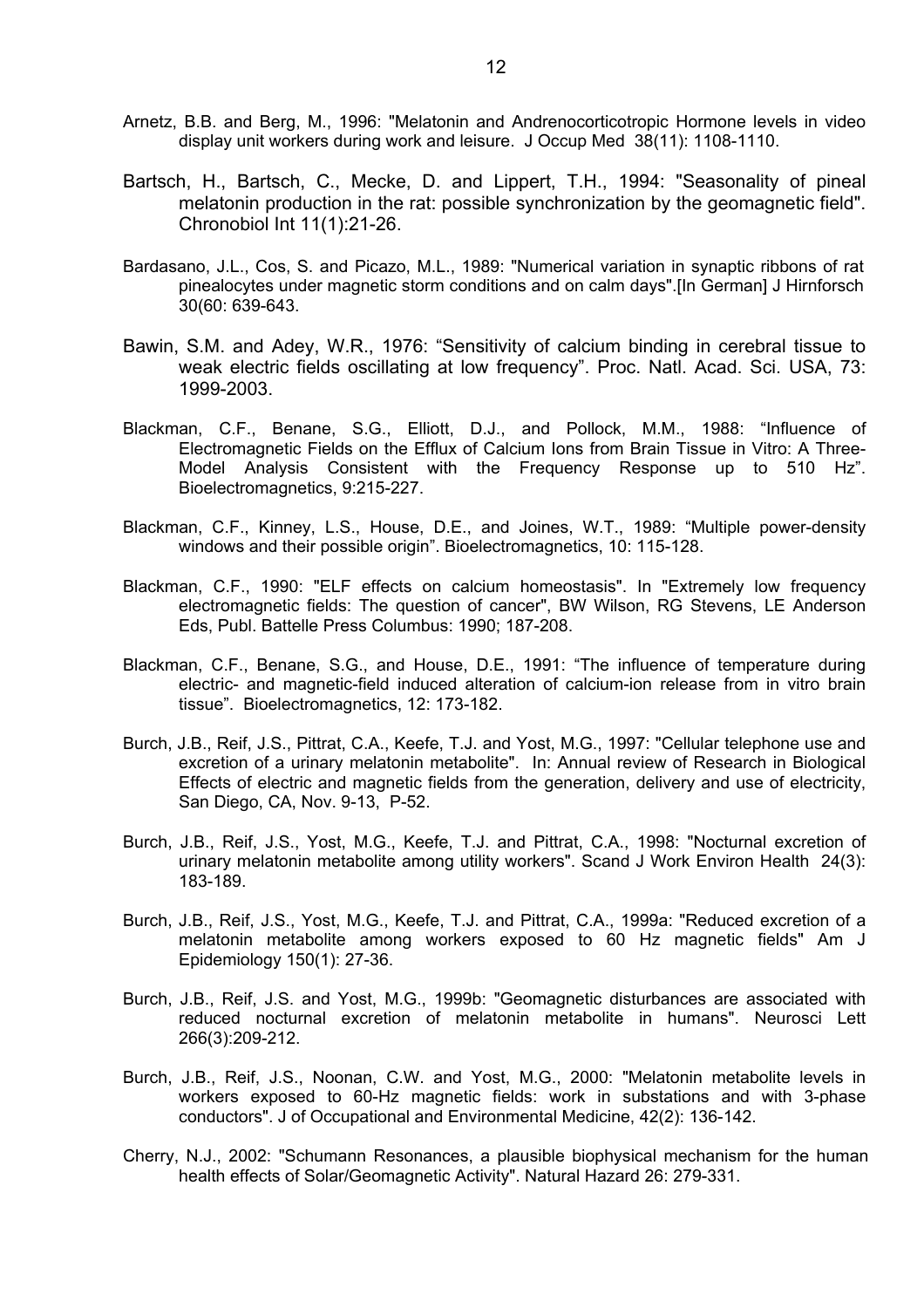Arnetz, B.B. and Berg, M., 1996: "Melatonin and Andrenocorticotropic Hormone levels in video display unit workers during work and leisure. J Occup Med 38(11): 1108-1110.

Bartsch, H., Bartsch, C., Mecke, D. and Lippert, T.H., 1994: "Seasonality of pineal melatonin production in the rat: possible synchronization by the geomagnetic field". Chronobiol Int 11(1):21-26.

Bardasano, J.L., Cos, S. and Picazo, M.L., 1989: "Numerical variation in synaptic ribbons of rat pinealocytes under magnetic storm conditions and on calm days".[In German] J Hirnforsch 30(60: 639-643.

Bawin, S.M. and Adey, W.R., 1976: "Sensitivity of calcium binding in cerebral tissue to weak electric fields oscillating at low frequency". Proc. Natl. Acad. Sci. USA, 73: 1999-2003.

Blackman, C.F., Benane, S.G., Elliott, D.J., and Pollock, M.M., 1988: "Influence of Electromagnetic Fields on the Efflux of Calcium Ions from Brain Tissue in Vitro: A Three-Model Analysis Consistent with the Frequency Response up to 510 Hz". Bioelectromagnetics, 9:215-227.

Blackman, C.F., Kinney, L.S., House, D.E., and Joines, W.T., 1989: "Multiple power-density windows and their possible origin". Bioelectromagnetics, 10: 115-128.

Blackman, C.F., 1990: "ELF effects on calcium homeostasis". In "Extremely low frequency electromagnetic fields: The question of cancer", BW Wilson, RG Stevens, LE Anderson Eds, Publ. Battelle Press Columbus: 1990; 187-208.

Blackman, C.F., Benane, S.G., and House, D.E., 1991: "The influence of temperature during electric- and magnetic-field induced alteration of calcium-ion release from in vitro brain tissue". Bioelectromagnetics, 12: 173-182.

Burch, J.B., Reif, J.S., Pittrat, C.A., Keefe, T.J. and Yost, M.G., 1997: "Cellular telephone use and excretion of a urinary melatonin metabolite". In: Annual review of Research in Biological Effects of electric and magnetic fields from the generation, delivery and use of electricity, San Diego, CA, Nov. 9-13, P-52.

Burch, J.B., Reif, J.S., Yost, M.G., Keefe, T.J. and Pittrat, C.A., 1998: "Nocturnal excretion of urinary melatonin metabolite among utility workers". Scand J Work Environ Health 24(3): 183-189.

Burch, J.B., Reif, J.S., Yost, M.G., Keefe, T.J. and Pittrat, C.A., 1999a: "Reduced excretion of a melatonin metabolite among workers exposed to 60 Hz magnetic fields" Am J Epidemiology 150(1): 27-36.

Burch, J.B., Reif, J.S. and Yost, M.G., 1999b: "Geomagnetic disturbances are associated with reduced nocturnal excretion of melatonin metabolite in humans". Neurosci Lett 266(3):209-212.

Burch, J.B., Reif, J.S., Noonan, C.W. and Yost, M.G., 2000: "Melatonin metabolite levels in workers exposed to 60-Hz magnetic fields: work in substations and with 3-phase conductors". J of Occupational and Environmental Medicine, 42(2): 136-142.

Cherry, N.J., 2002: "Schumann Resonances, a plausible biophysical mechanism for the human health effects of Solar/Geomagnetic Activity". Natural Hazard 26: 279-331.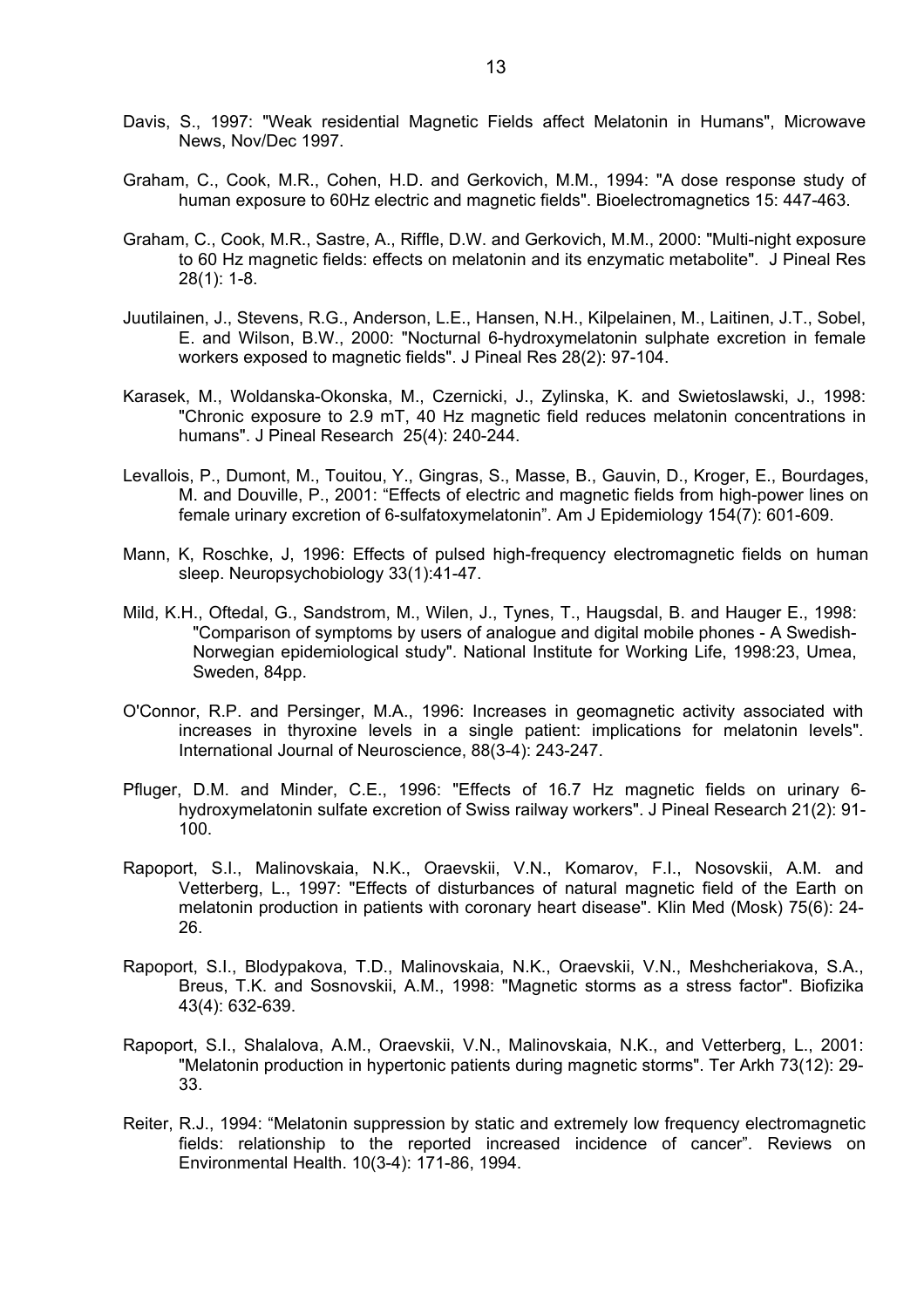Davis, S., 1997: "Weak residential Magnetic Fields affect Melatonin in Humans", Microwave News, Nov/Dec 1997.

Graham, C., Cook, M.R., Cohen, H.D. and Gerkovich, M.M., 1994: "A dose response study of human exposure to 60Hz electric and magnetic fields". Bioelectromagnetics 15: 447-463.

Graham, C., Cook, M.R., Sastre, A., Riffle, D.W. and Gerkovich, M.M., 2000: "Multi-night exposure to 60 Hz magnetic fields: effects on melatonin and its enzymatic metabolite". J Pineal Res 28(1): 1-8.

Juutilainen, J., Stevens, R.G., Anderson, L.E., Hansen, N.H., Kilpelainen, M., Laitinen, J.T., Sobel, E. and Wilson, B.W., 2000: "Nocturnal 6-hydroxymelatonin sulphate excretion in female workers exposed to magnetic fields". J Pineal Res 28(2): 97-104.

Karasek, M., Woldanska-Okonska, M., Czernicki, J., Zylinska, K. and Swietoslawski, J., 1998: "Chronic exposure to 2.9 mT, 40 Hz magnetic field reduces melatonin concentrations in humans". J Pineal Research 25(4): 240-244.

Levallois, P., Dumont, M., Touitou, Y., Gingras, S., Masse, B., Gauvin, D., Kroger, E., Bourdages, M. and Douville, P., 2001: "Effects of electric and magnetic fields from high-power lines on female urinary excretion of 6-sulfatoxymelatonin". Am J Epidemiology 154(7): 601-609.

Mann, K, Roschke, J, 1996: Effects of pulsed high-frequency electromagnetic fields on human sleep. Neuropsychobiology 33(1):41-47.

Mild, K.H., Oftedal, G., Sandstrom, M., Wilen, J., Tynes, T., Haugsdal, B. and Hauger E., 1998: "Comparison of symptoms by users of analogue and digital mobile phones - A Swedish-Norwegian epidemiological study". National Institute for Working Life, 1998:23, Umea, Sweden, 84pp.

O'Connor, R.P. and Persinger, M.A., 1996: Increases in geomagnetic activity associated with increases in thyroxine levels in a single patient: implications for melatonin levels". International Journal of Neuroscience, 88(3-4): 243-247.

Pfluger, D.M. and Minder, C.E., 1996: "Effects of 16.7 Hz magnetic fields on urinary 6-hydroxymelatonin sulfate excretion of Swiss railway workers". J Pineal Research 21(2): 91-100.

Rapoport, S.I., Malinovskaia, N.K., Oraevskii, V.N., Komarov, F.I., Nosovskii, A.M. and Vetterberg, L., 1997: "Effects of disturbances of natural magnetic field of the Earth on melatonin production in patients with coronary heart disease". Klin Med (Mosk) 75(6): 24-26.

Rapoport, S.I., Blodypakova, T.D., Malinovskaia, N.K., Oraevskii, V.N., Meshcheriakova, S.A., Breus, T.K. and Sosnovskii, A.M., 1998: "Magnetic storms as a stress factor". Biofizika 43(4): 632-639.

Rapoport, S.I., Shalalova, A.M., Oraevskii, V.N., Malinovskaia, N.K., and Vetterberg, L., 2001: "Melatonin production in hypertonic patients during magnetic storms". Ter Arkh 73(12): 29-33.

Reiter, R.J., 1994: "Melatonin suppression by static and extremely low frequency electromagnetic fields: relationship to the reported increased incidence of cancer". Reviews on Environmental Health. 10(3-4): 171-86, 1994.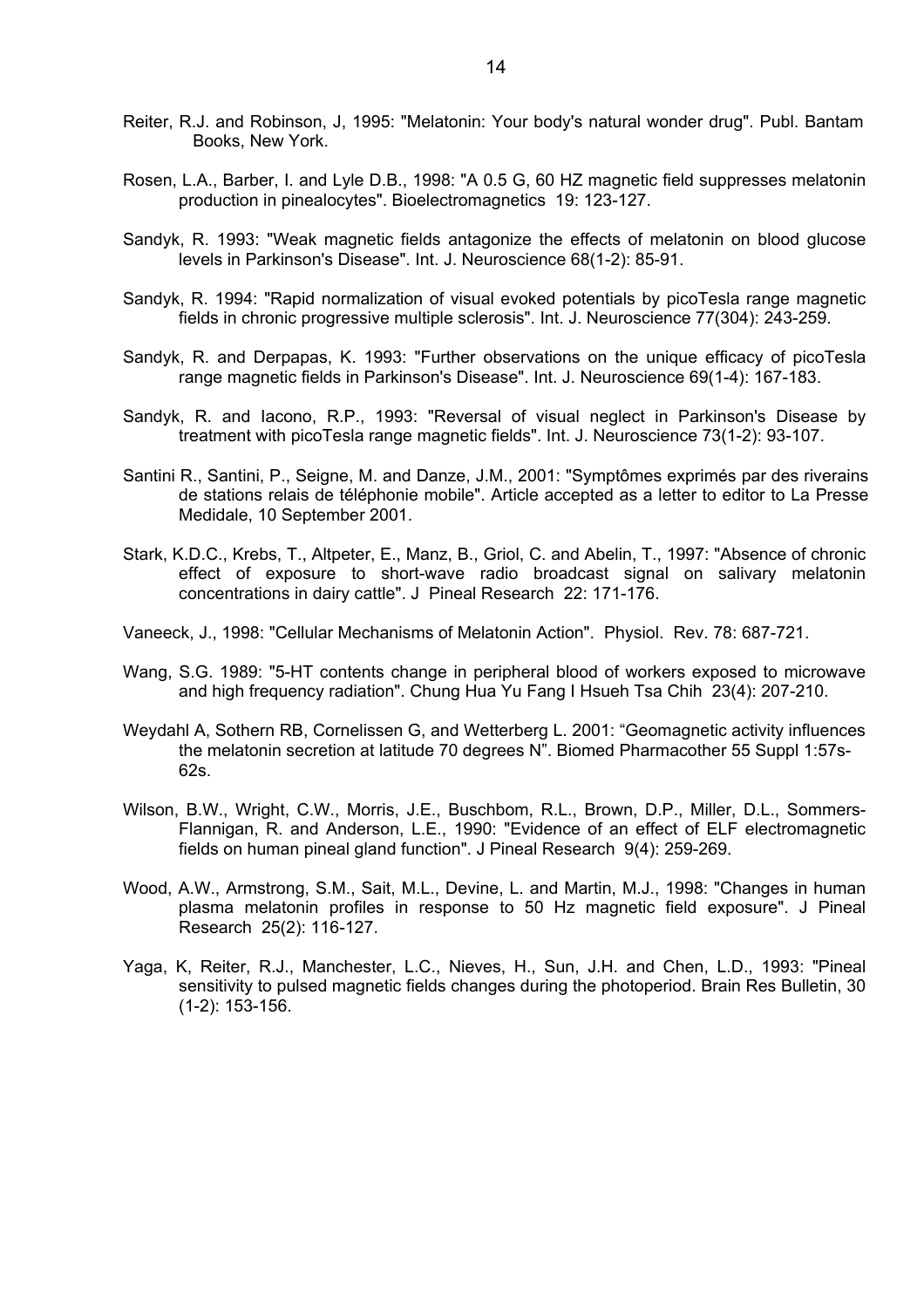Reiter, R.J. and Robinson, J, 1995: "Melatonin: Your body's natural wonder drug". Publ. Bantam Books, New York.

Rosen, L.A., Barber, I. and Lyle D.B., 1998: "A 0.5 G, 60 HZ magnetic field suppresses melatonin production in pinealocytes". Bioelectromagnetics 19: 123-127.

Sandyk, R. 1993: "Weak magnetic fields antagonize the effects of melatonin on blood glucose levels in Parkinson's Disease". Int. J. Neuroscience 68(1-2): 85-91.

Sandyk, R. 1994: "Rapid normalization of visual evoked potentials by picoTesla range magnetic fields in chronic progressive multiple sclerosis". Int. J. Neuroscience 77(304): 243-259.

Sandyk, R. and Derpapas, K. 1993: "Further observations on the unique efficacy of picoTesla range magnetic fields in Parkinson's Disease". Int. J. Neuroscience 69(1-4): 167-183.

Sandyk, R. and Iacono, R.P., 1993: "Reversal of visual neglect in Parkinson's Disease by treatment with picoTesla range magnetic fields". Int. J. Neuroscience 73(1-2): 93-107.

Santini R., Santini, P., Seigne, M. and Danze, J.M., 2001: "Symptômes exprimés par des riverains de stations relais de téléphonie mobile". Article accepted as a letter to editor to La Presse Medidale, 10 September 2001.

Stark, K.D.C., Krebs, T., Altpeter, E., Manz, B., Griol, C. and Abelin, T., 1997: "Absence of chronic effect of exposure to short-wave radio broadcast signal on salivary melatonin concentrations in dairy cattle". J Pineal Research 22: 171-176.

Vaneeck, J., 1998: "Cellular Mechanisms of Melatonin Action". Physiol. Rev. 78: 687-721.

Wang, S.G. 1989: "5-HT contents change in peripheral blood of workers exposed to microwave and high frequency radiation". Chung Hua Yu Fang I Hsueh Tsa Chih 23(4): 207-210.

Weydahl A, Sothern RB, Cornelissen G, and Wetterberg L. 2001: "Geomagnetic activity influences the melatonin secretion at latitude 70 degrees N". Biomed Pharmacother 55 Suppl 1:57s-62s.

Wilson, B.W., Wright, C.W., Morris, J.E., Buschbom, R.L., Brown, D.P., Miller, D.L., Sommers-Flannigan, R. and Anderson, L.E., 1990: "Evidence of an effect of ELF electromagnetic fields on human pineal gland function". J Pineal Research 9(4): 259-269.

Wood, A.W., Armstrong, S.M., Sait, M.L., Devine, L. and Martin, M.J., 1998: "Changes in human plasma melatonin profiles in response to 50 Hz magnetic field exposure". J Pineal Research 25(2): 116-127.

Yaga, K, Reiter, R.J., Manchester, L.C., Nieves, H., Sun, J.H. and Chen, L.D., 1993: "Pineal sensitivity to pulsed magnetic fields changes during the photoperiod. Brain Res Bulletin, 30 (1-2): 153-156.